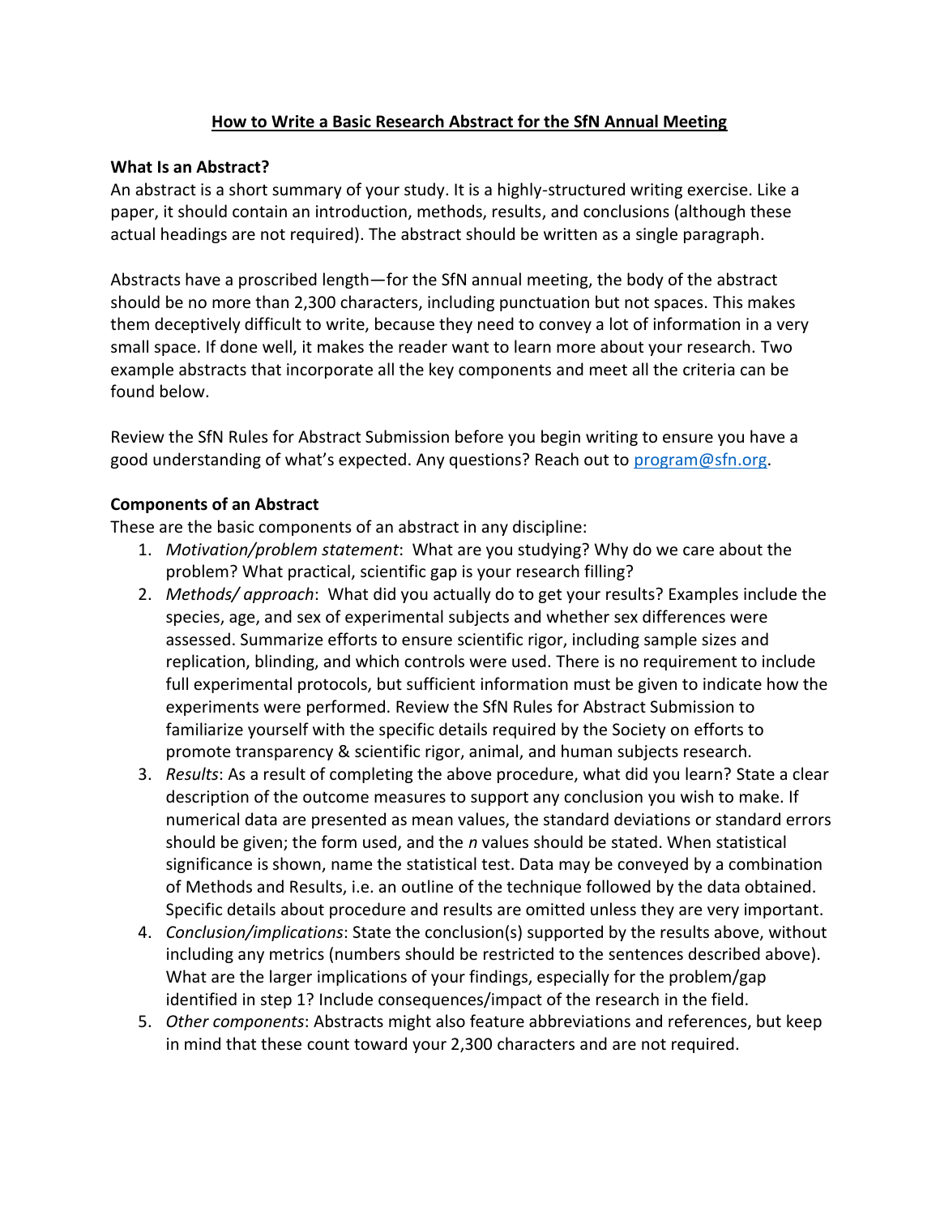# How to Write a Basic Research Abstract for the SfN Annual Meeting

**What Is an Abstract?**

An abstract is a short summary of your study. It is a highly-structured writing exercise. Like a paper, it should contain an introduction, methods, results, and conclusions (although these actual headings are not required). The abstract should be written as a single paragraph.

Abstracts have a proscribed length—for the SfN annual meeting, the body of the abstract should be no more than 2,300 characters, including punctuation but not spaces. This makes them deceptively difficult to write, because they need to convey a lot of information in a very small space. If done well, it makes the reader want to learn more about your research. Two example abstracts that incorporate all the key components and meet all the criteria can be found below.

Review the SfN Rules for Abstract Submission before you begin writing to ensure you have a good understanding of what's expected. Any questions? Reach out to [program@sfn.org](mailto:program@sfn.org).

**Components of an Abstract**

These are the basic components of an abstract in any discipline:

1. *Motivation/problem statement*: What are you studying? Why do we care about the problem? What practical, scientific gap is your research filling?
2. *Methods/ approach*: What did you actually do to get your results? Examples include the species, age, and sex of experimental subjects and whether sex differences were assessed. Summarize efforts to ensure scientific rigor, including sample sizes and replication, blinding, and which controls were used. There is no requirement to include full experimental protocols, but sufficient information must be given to indicate how the experiments were performed. Review the SfN Rules for Abstract Submission to familiarize yourself with the specific details required by the Society on efforts to promote transparency & scientific rigor, animal, and human subjects research.
3. *Results*: As a result of completing the above procedure, what did you learn? State a clear description of the outcome measures to support any conclusion you wish to make. If numerical data are presented as mean values, the standard deviations or standard errors should be given; the form used, and the *n* values should be stated. When statistical significance is shown, name the statistical test. Data may be conveyed by a combination of Methods and Results, i.e. an outline of the technique followed by the data obtained. Specific details about procedure and results are omitted unless they are very important.
4. *Conclusion/implications*: State the conclusion(s) supported by the results above, without including any metrics (numbers should be restricted to the sentences described above). What are the larger implications of your findings, especially for the problem/gap identified in step 1? Include consequences/impact of the research in the field.
5. *Other components*: Abstracts might also feature abbreviations and references, but keep in mind that these count toward your 2,300 characters and are not required.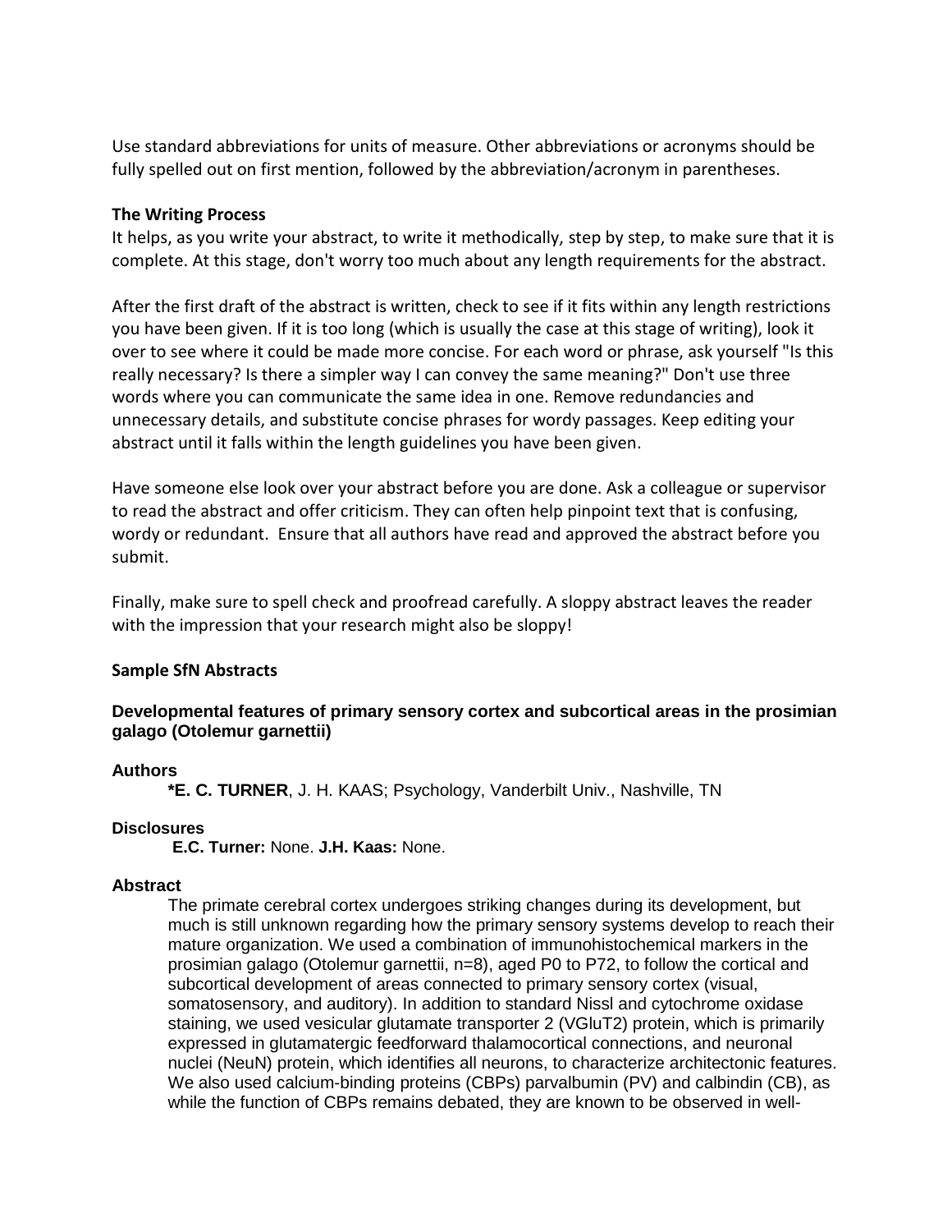Use standard abbreviations for units of measure. Other abbreviations or acronyms should be fully spelled out on first mention, followed by the abbreviation/acronym in parentheses.

**The Writing Process**

It helps, as you write your abstract, to write it methodically, step by step, to make sure that it is complete. At this stage, don't worry too much about any length requirements for the abstract.

After the first draft of the abstract is written, check to see if it fits within any length restrictions you have been given. If it is too long (which is usually the case at this stage of writing), look it over to see where it could be made more concise. For each word or phrase, ask yourself "Is this really necessary? Is there a simpler way I can convey the same meaning?" Don't use three words where you can communicate the same idea in one. Remove redundancies and unnecessary details, and substitute concise phrases for wordy passages. Keep editing your abstract until it falls within the length guidelines you have been given.

Have someone else look over your abstract before you are done. Ask a colleague or supervisor to read the abstract and offer criticism. They can often help pinpoint text that is confusing, wordy or redundant. Ensure that all authors have read and approved the abstract before you submit.

Finally, make sure to spell check and proofread carefully. A sloppy abstract leaves the reader with the impression that your research might also be sloppy!

**Sample SfN Abstracts**

**Developmental features of primary sensory cortex and subcortical areas in the prosimian galago (Otolemur garnettii)**

**Authors**

**\*E. C. TURNER**, J. H. KAAS; Psychology, Vanderbilt Univ., Nashville, TN

**Disclosures**

**E.C. Turner:** None. **J.H. Kaas:** None.

**Abstract**

The primate cerebral cortex undergoes striking changes during its development, but much is still unknown regarding how the primary sensory systems develop to reach their mature organization. We used a combination of immunohistochemical markers in the prosimian galago (Otolemur garnettii, n=8), aged P0 to P72, to follow the cortical and subcortical development of areas connected to primary sensory cortex (visual, somatosensory, and auditory). In addition to standard Nissl and cytochrome oxidase staining, we used vesicular glutamate transporter 2 (VGluT2) protein, which is primarily expressed in glutamatergic feedforward thalamocortical connections, and neuronal nuclei (NeuN) protein, which identifies all neurons, to characterize architectonic features. We also used calcium-binding proteins (CBPs) parvalbumin (PV) and calbindin (CB), as while the function of CBPs remains debated, they are known to be observed in well-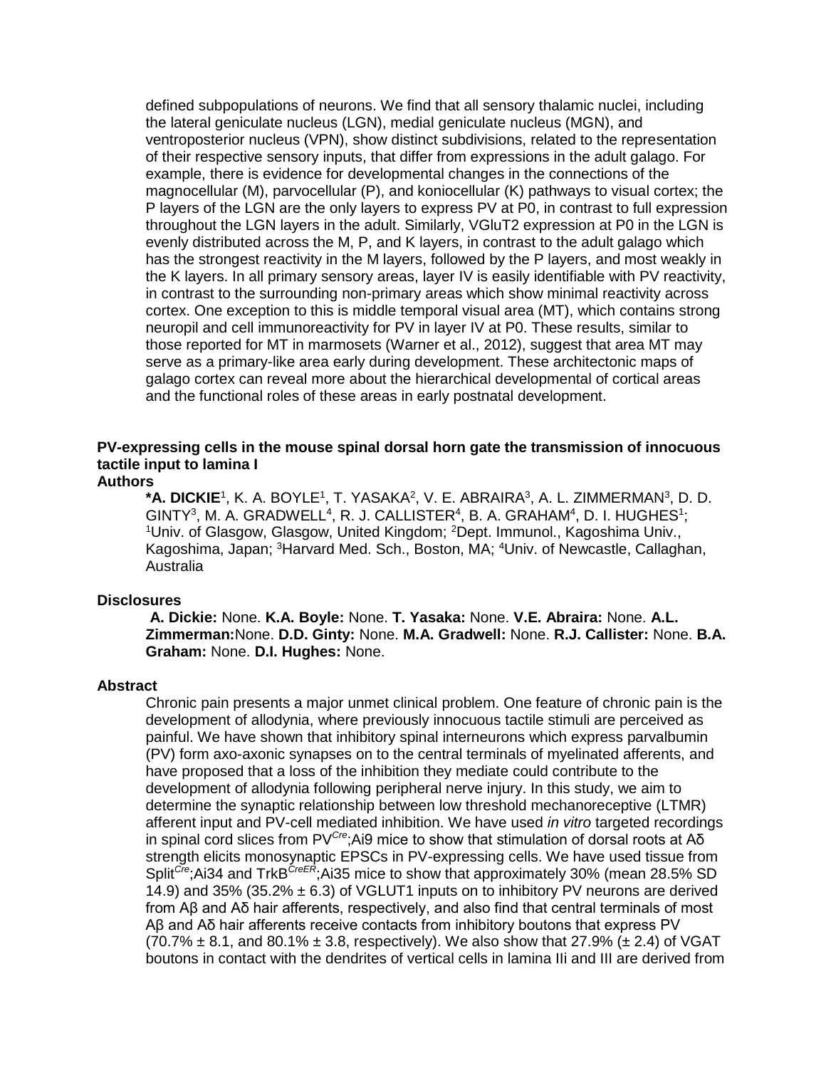defined subpopulations of neurons. We find that all sensory thalamic nuclei, including the lateral geniculate nucleus (LGN), medial geniculate nucleus (MGN), and ventroposterior nucleus (VPN), show distinct subdivisions, related to the representation of their respective sensory inputs, that differ from expressions in the adult galago. For example, there is evidence for developmental changes in the connections of the magnocellular (M), parvocellular (P), and koniocellular (K) pathways to visual cortex; the P layers of the LGN are the only layers to express PV at P0, in contrast to full expression throughout the LGN layers in the adult. Similarly, VGluT2 expression at P0 in the LGN is evenly distributed across the M, P, and K layers, in contrast to the adult galago which has the strongest reactivity in the M layers, followed by the P layers, and most weakly in the K layers. In all primary sensory areas, layer IV is easily identifiable with PV reactivity, in contrast to the surrounding non-primary areas which show minimal reactivity across cortex. One exception to this is middle temporal visual area (MT), which contains strong neuropil and cell immunoreactivity for PV in layer IV at P0. These results, similar to those reported for MT in marmosets (Warner et al., 2012), suggest that area MT may serve as a primary-like area early during development. These architectonic maps of galago cortex can reveal more about the hierarchical developmental of cortical areas and the functional roles of these areas in early postnatal development.

## PV-expressing cells in the mouse spinal dorsal horn gate the transmission of innocuous tactile input to lamina I

**Authors**

**\*A. DICKIE**[1], K. A. BOYLE[1], T. YASAKA[2], V. E. ABRAIRA[3], A. L. ZIMMERMAN[3], D. D. GINTY[3], M. A. GRADWELL[4], R. J. CALLISTER[4], B. A. GRAHAM[4], D. I. HUGHES[1]; [1]Univ. of Glasgow, Glasgow, United Kingdom; [2]Dept. Immunol., Kagoshima Univ., Kagoshima, Japan; [3]Harvard Med. Sch., Boston, MA; [4]Univ. of Newcastle, Callaghan, Australia

**Disclosures**

**A. Dickie:** None. **K.A. Boyle:** None. **T. Yasaka:** None. **V.E. Abraira:** None. **A.L. Zimmerman:**None. **D.D. Ginty:** None. **M.A. Gradwell:** None. **R.J. Callister:** None. **B.A. Graham:** None. **D.I. Hughes:** None.

**Abstract**

Chronic pain presents a major unmet clinical problem. One feature of chronic pain is the development of allodynia, where previously innocuous tactile stimuli are perceived as painful. We have shown that inhibitory spinal interneurons which express parvalbumin (PV) form axo-axonic synapses on to the central terminals of myelinated afferents, and have proposed that a loss of the inhibition they mediate could contribute to the development of allodynia following peripheral nerve injury. In this study, we aim to determine the synaptic relationship between low threshold mechanoreceptive (LTMR) afferent input and PV-cell mediated inhibition. We have used *in vitro* targeted recordings in spinal cord slices from $PV^{Cre}$;Ai9 mice to show that stimulation of dorsal roots at Aδ strength elicits monosynaptic EPSCs in PV-expressing cells. We have used tissue from $Split^{Cre}$;Ai34 and $TrkB^{CreER}$;Ai35 mice to show that approximately 30% (mean 28.5% SD 14.9) and 35% (35.2% ± 6.3) of VGLUT1 inputs on to inhibitory PV neurons are derived from Aβ and Aδ hair afferents, respectively, and also find that central terminals of most Aβ and Aδ hair afferents receive contacts from inhibitory boutons that express PV (70.7% ± 8.1, and 80.1% ± 3.8, respectively). We also show that 27.9% (± 2.4) of VGAT boutons in contact with the dendrites of vertical cells in lamina IIi and III are derived from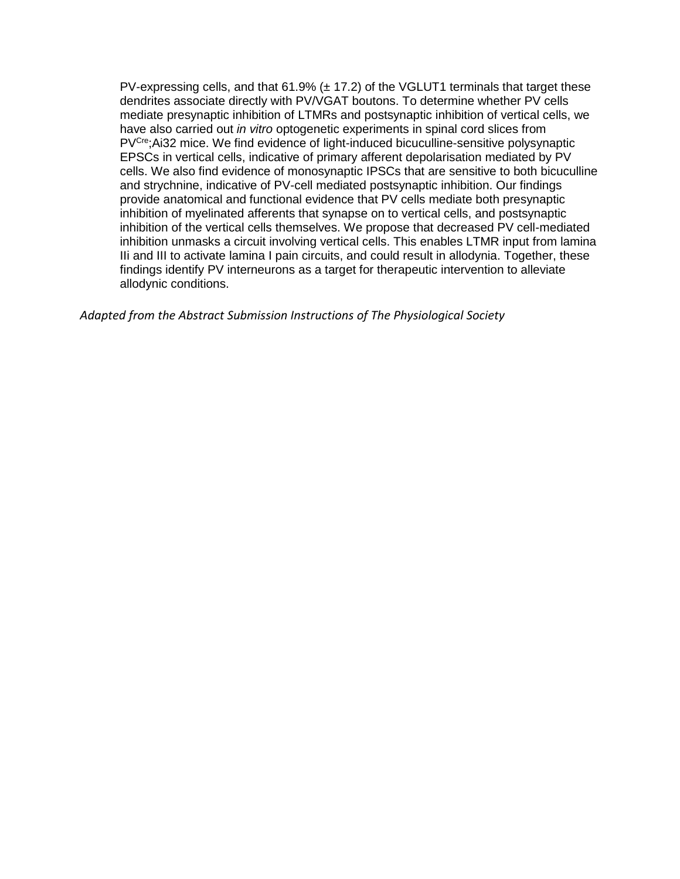PV-expressing cells, and that 61.9% (± 17.2) of the VGLUT1 terminals that target these dendrites associate directly with PV/VGAT boutons. To determine whether PV cells mediate presynaptic inhibition of LTMRs and postsynaptic inhibition of vertical cells, we have also carried out *in vitro* optogenetic experiments in spinal cord slices from $PV^{Cre}$;Ai32 mice. We find evidence of light-induced bicuculline-sensitive polysynaptic EPSCs in vertical cells, indicative of primary afferent depolarisation mediated by PV cells. We also find evidence of monosynaptic IPSCs that are sensitive to both bicuculline and strychnine, indicative of PV-cell mediated postsynaptic inhibition. Our findings provide anatomical and functional evidence that PV cells mediate both presynaptic inhibition of myelinated afferents that synapse on to vertical cells, and postsynaptic inhibition of the vertical cells themselves. We propose that decreased PV cell-mediated inhibition unmasks a circuit involving vertical cells. This enables LTMR input from lamina IIi and III to activate lamina I pain circuits, and could result in allodynia. Together, these findings identify PV interneurons as a target for therapeutic intervention to alleviate allodynic conditions.

*Adapted from the Abstract Submission Instructions of The Physiological Society*